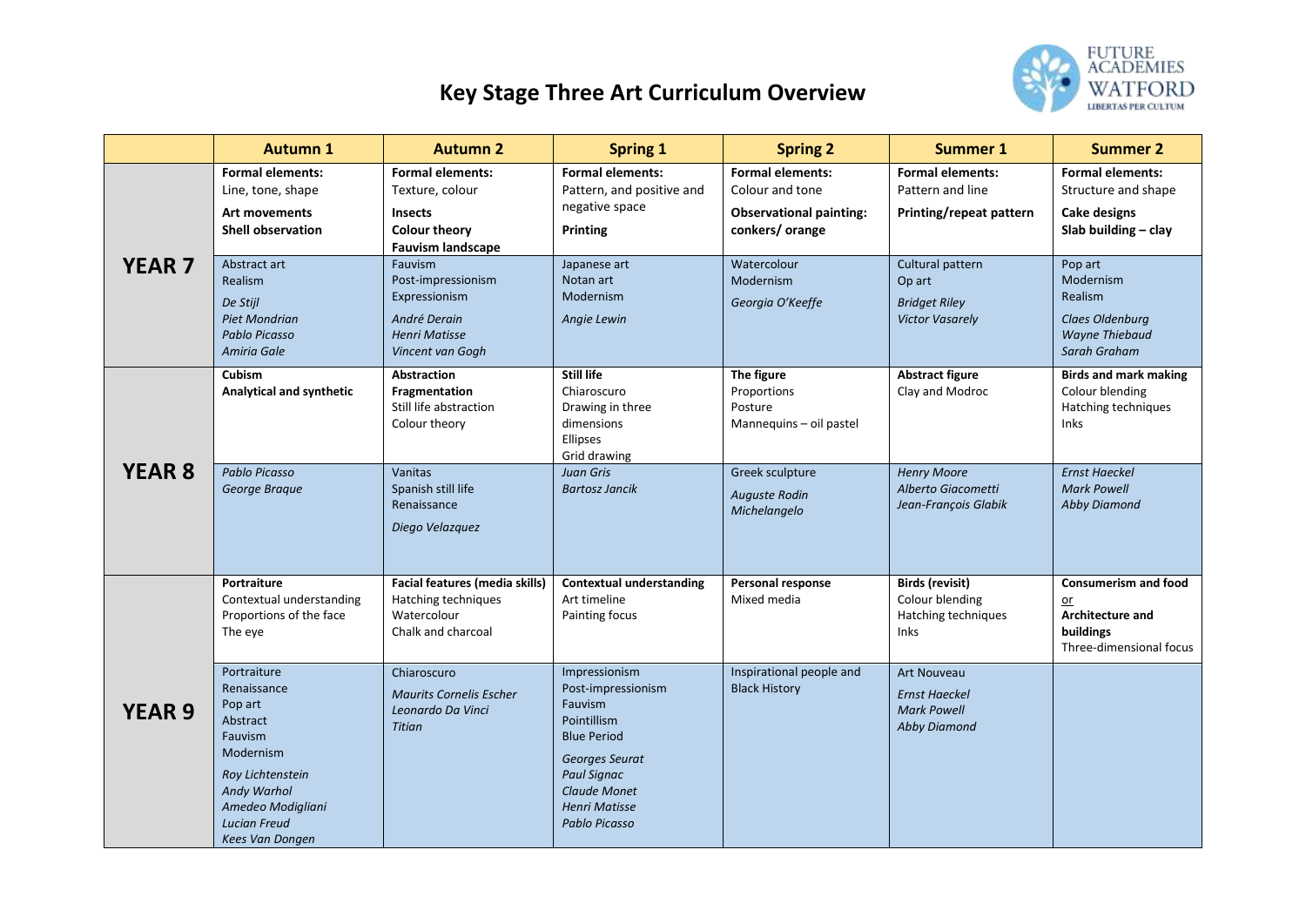# Key Stage Three Art Curriculum Overview

| | Autumn 1 | Autumn 2 | Spring 1 | Spring 2 | Summer 1 | Summer 2 |
|---|---|---|---|---|---|---|
| **YEAR 7** | **Formal elements:**<br>Line, tone, shape<br>**Art movements**<br>**Shell observation** | **Formal elements:**<br>Texture, colour<br>**Insects**<br>**Colour theory**<br>**Fauvism landscape** | **Formal elements:**<br>Pattern, and positive and negative space<br>**Printing** | **Formal elements:**<br>Colour and tone<br>**Observational painting: conkers/ orange** | **Formal elements:**<br>Pattern and line<br>**Printing/repeat pattern** | **Formal elements:**<br>Structure and shape<br>**Cake designs**<br>**Slab building – clay** |
| | Abstract art<br>Realism<br>*De Stijl*<br>*Piet Mondrian*<br>*Pablo Picasso*<br>*Amiria Gale* | Fauvism<br>Post-impressionism<br>Expressionism<br>*André Derain*<br>*Henri Matisse*<br>*Vincent van Gogh* | Japanese art<br>Notan art<br>Modernism<br>*Angie Lewin* | Watercolour<br>Modernism<br>*Georgia O'Keeffe* | Cultural pattern<br>Op art<br>*Bridget Riley*<br>*Victor Vasarely* | Pop art<br>Modernism<br>Realism<br>*Claes Oldenburg*<br>*Wayne Thiebaud*<br>*Sarah Graham* |
| **YEAR 8** | **Cubism**<br>**Analytical and synthetic** | **Abstraction**<br>**Fragmentation**<br>Still life abstraction<br>Colour theory | **Still life**<br>Chiaroscuro<br>Drawing in three dimensions<br>Ellipses<br>Grid drawing | **The figure**<br>Proportions<br>Posture<br>Mannequins – oil pastel | **Abstract figure**<br>Clay and Modroc | **Birds and mark making**<br>Colour blending<br>Hatching techniques<br>Inks |
| | *Pablo Picasso*<br>*George Braque* | Vanitas<br>Spanish still life<br>Renaissance<br>*Diego Velazquez* | *Juan Gris*<br>*Bartosz Jancik* | Greek sculpture<br>*Auguste Rodin*<br>*Michelangelo* | *Henry Moore*<br>*Alberto Giacometti*<br>*Jean-François Glabik* | *Ernst Haeckel*<br>*Mark Powell*<br>*Abby Diamond* |
| **YEAR 9** | **Portraiture**<br>Contextual understanding<br>Proportions of the face<br>The eye | **Facial features (media skills)**<br>Hatching techniques<br>Watercolour<br>Chalk and charcoal | **Contextual understanding**<br>Art timeline<br>Painting focus | **Personal response**<br>Mixed media | **Birds (revisit)**<br>Colour blending<br>Hatching techniques<br>Inks | **Consumerism and food**<br>or<br>**Architecture and buildings**<br>Three-dimensional focus |
| | Portraiture<br>Renaissance<br>Pop art<br>Abstract<br>Fauvism<br>Modernism<br>*Roy Lichtenstein*<br>*Andy Warhol*<br>*Amedeo Modigliani*<br>*Lucian Freud*<br>*Kees Van Dongen* | Chiaroscuro<br>*Maurits Cornelis Escher*<br>*Leonardo Da Vinci*<br>*Titian* | Impressionism<br>Post-impressionism<br>Fauvism<br>Pointillism<br>Blue Period<br>*Georges Seurat*<br>*Paul Signac*<br>*Claude Monet*<br>*Henri Matisse*<br>*Pablo Picasso* | Inspirational people and Black History | Art Nouveau<br>*Ernst Haeckel*<br>*Mark Powell*<br>*Abby Diamond* | |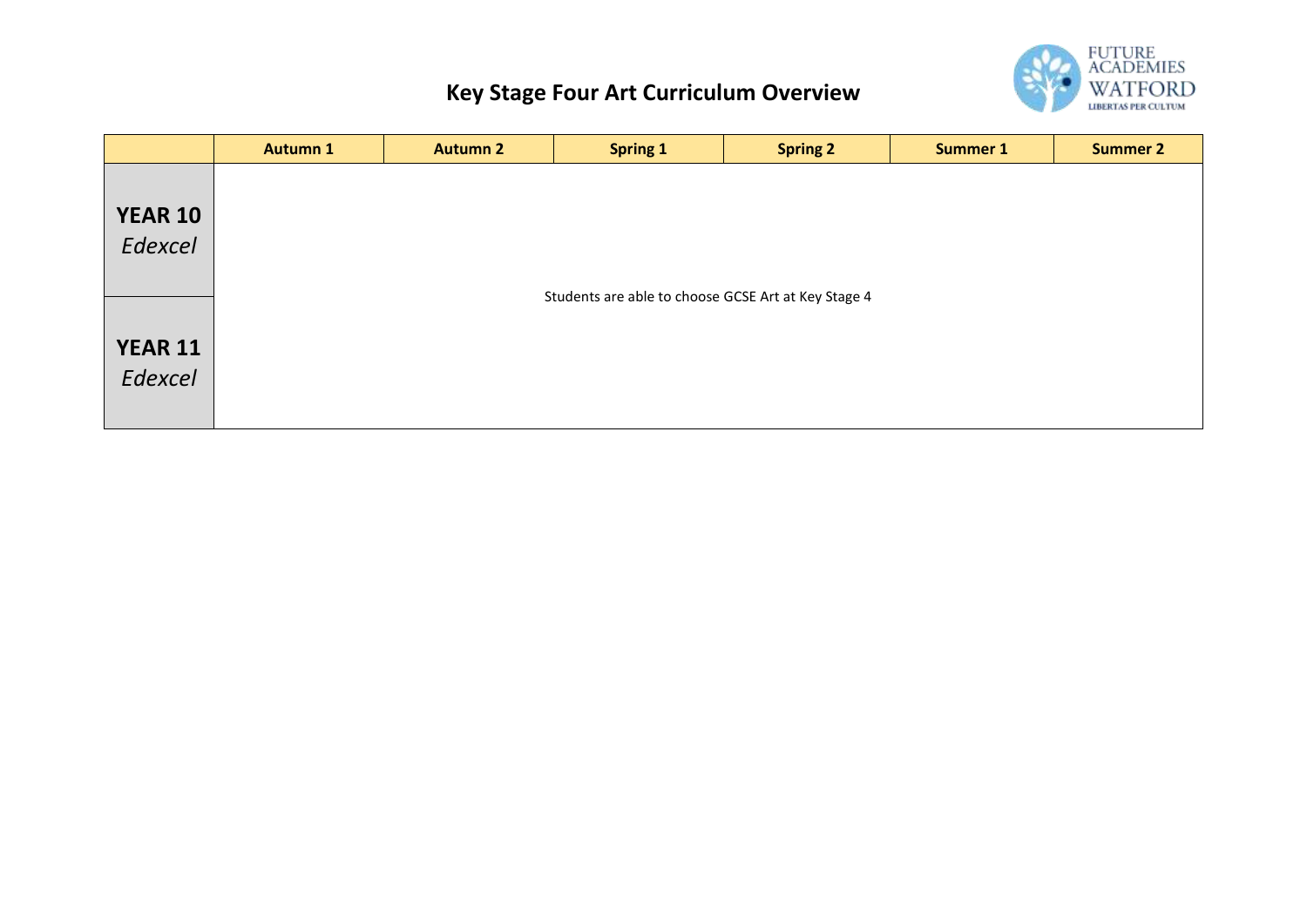## Key Stage Four Art Curriculum Overview

| | Autumn 1 | Autumn 2 | Spring 1 | Spring 2 | Summer 1 | Summer 2 |
|---|---|---|---|---|---|---|
| **YEAR 10** *Edexcel* | Students are able to choose GCSE Art at Key Stage 4 | | | | | |
| **YEAR 11** *Edexcel* | | | | | | |